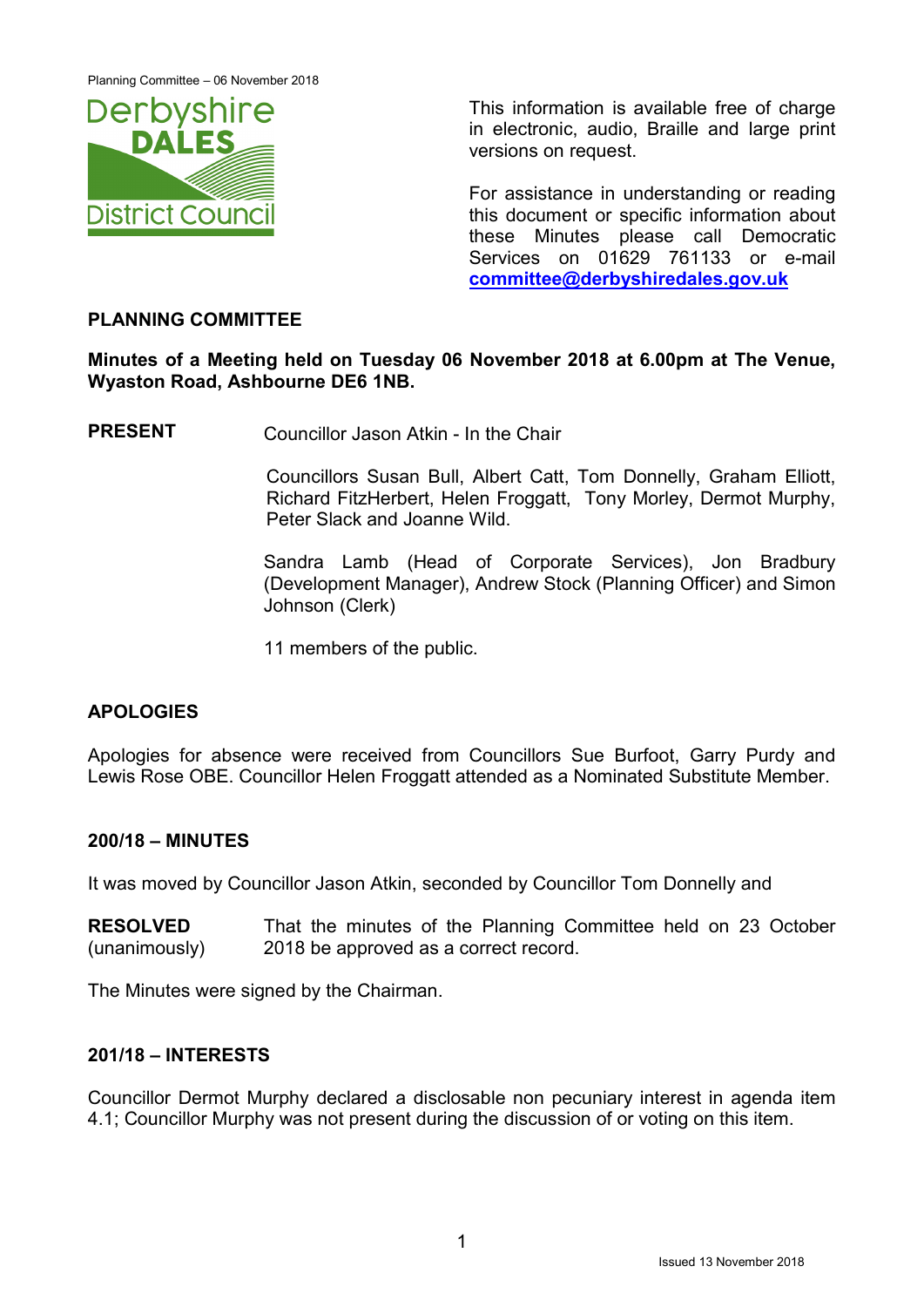Derbyshire DALES District Council

This information is available free of charge in electronic, audio, Braille and large print versions on request.

For assistance in understanding or reading this document or specific information about these Minutes please call Democratic Services on 01629 761133 or e-mail **committee@derbyshiredales.gov.uk**

## PLANNING COMMITTEE

**Minutes of a Meeting held on Tuesday 06 November 2018 at 6.00pm at The Venue, Wyaston Road, Ashbourne DE6 1NB.**

**PRESENT** Councillor Jason Atkin - In the Chair

Councillors Susan Bull, Albert Catt, Tom Donnelly, Graham Elliott, Richard FitzHerbert, Helen Froggatt, Tony Morley, Dermot Murphy, Peter Slack and Joanne Wild.

Sandra Lamb (Head of Corporate Services), Jon Bradbury (Development Manager), Andrew Stock (Planning Officer) and Simon Johnson (Clerk)

11 members of the public.

### APOLOGIES

Apologies for absence were received from Councillors Sue Burfoot, Garry Purdy and Lewis Rose OBE. Councillor Helen Froggatt attended as a Nominated Substitute Member.

### 200/18 – MINUTES

It was moved by Councillor Jason Atkin, seconded by Councillor Tom Donnelly and

**RESOLVED** (unanimously) That the minutes of the Planning Committee held on 23 October 2018 be approved as a correct record.

The Minutes were signed by the Chairman.

### 201/18 – INTERESTS

Councillor Dermot Murphy declared a disclosable non pecuniary interest in agenda item 4.1; Councillor Murphy was not present during the discussion of or voting on this item.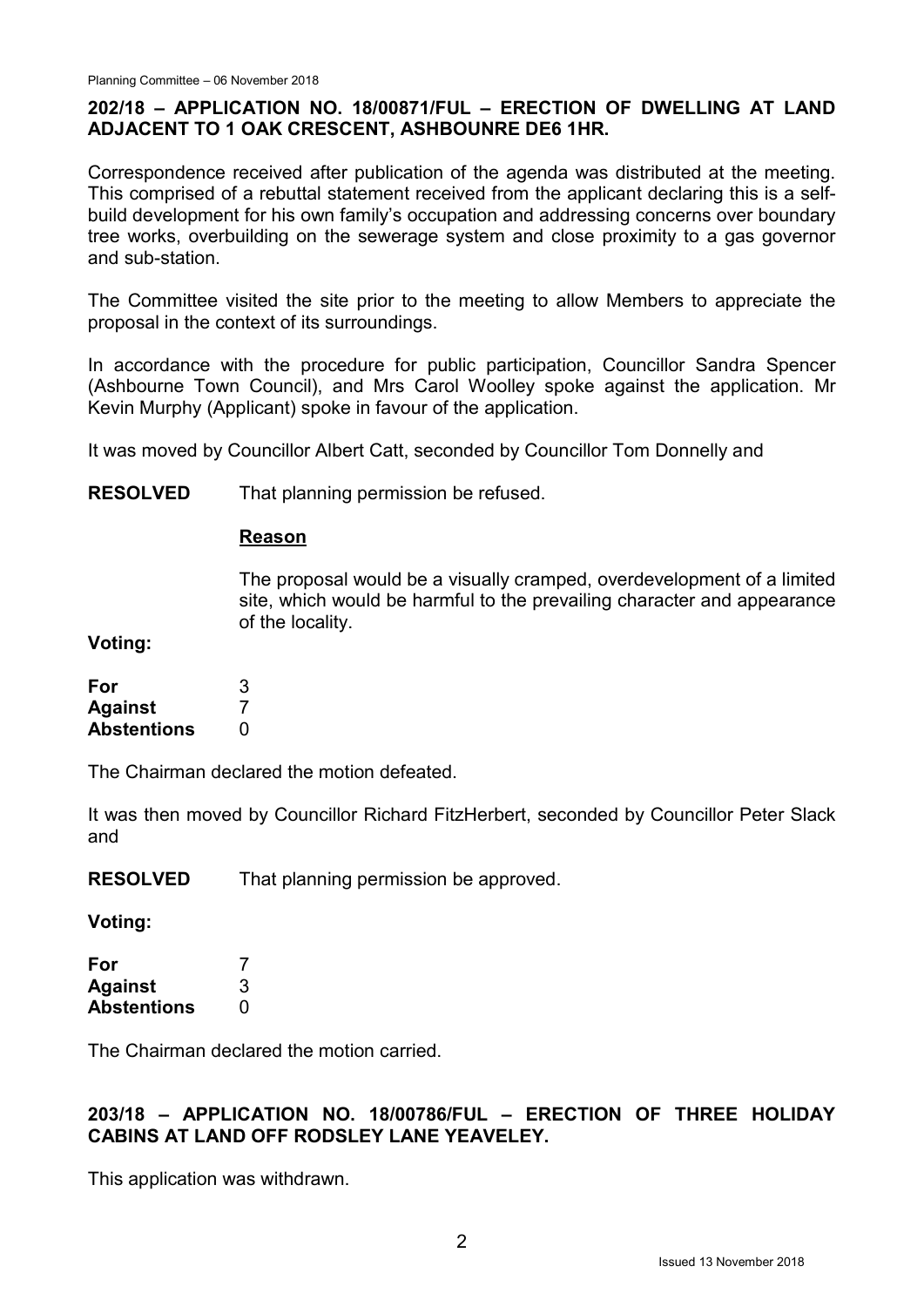## 202/18 – APPLICATION NO. 18/00871/FUL – ERECTION OF DWELLING AT LAND ADJACENT TO 1 OAK CRESCENT, ASHBOUNRE DE6 1HR.

Correspondence received after publication of the agenda was distributed at the meeting. This comprised of a rebuttal statement received from the applicant declaring this is a self-build development for his own family's occupation and addressing concerns over boundary tree works, overbuilding on the sewerage system and close proximity to a gas governor and sub-station.

The Committee visited the site prior to the meeting to allow Members to appreciate the proposal in the context of its surroundings.

In accordance with the procedure for public participation, Councillor Sandra Spencer (Ashbourne Town Council), and Mrs Carol Woolley spoke against the application. Mr Kevin Murphy (Applicant) spoke in favour of the application.

It was moved by Councillor Albert Catt, seconded by Councillor Tom Donnelly and

**RESOLVED** That planning permission be refused.

**Reason**

The proposal would be a visually cramped, overdevelopment of a limited site, which would be harmful to the prevailing character and appearance of the locality.

**Voting:**

| | |
|---|---|
| **For** | 3 |
| **Against** | 7 |
| **Abstentions** | 0 |

The Chairman declared the motion defeated.

It was then moved by Councillor Richard FitzHerbert, seconded by Councillor Peter Slack and

**RESOLVED** That planning permission be approved.

**Voting:**

| | |
|---|---|
| **For** | 7 |
| **Against** | 3 |
| **Abstentions** | 0 |

The Chairman declared the motion carried.

## 203/18 – APPLICATION NO. 18/00786/FUL – ERECTION OF THREE HOLIDAY CABINS AT LAND OFF RODSLEY LANE YEAVELEY.

This application was withdrawn.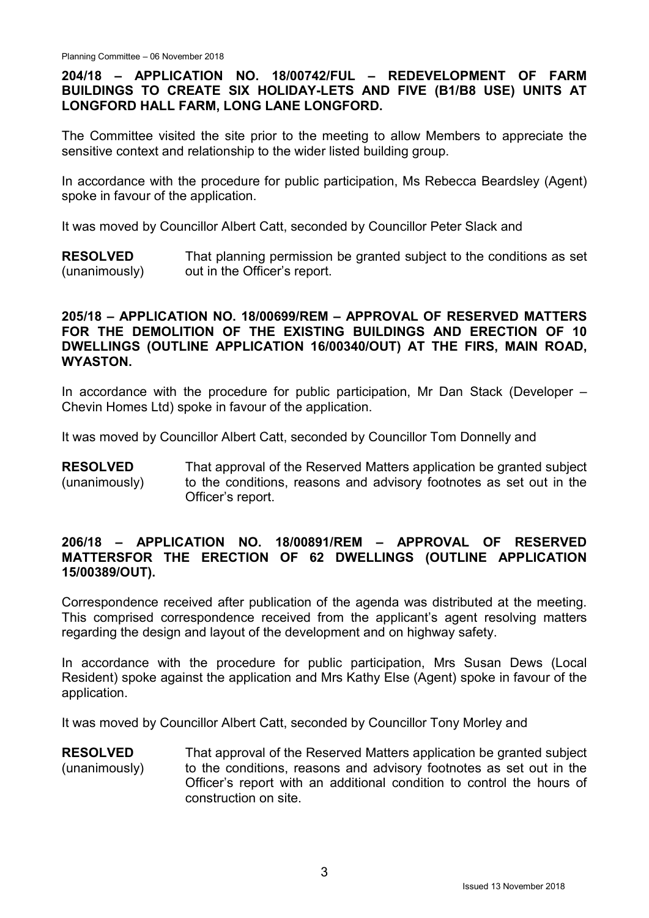**204/18 – APPLICATION NO. 18/00742/FUL – REDEVELOPMENT OF FARM BUILDINGS TO CREATE SIX HOLIDAY-LETS AND FIVE (B1/B8 USE) UNITS AT LONGFORD HALL FARM, LONG LANE LONGFORD.**

The Committee visited the site prior to the meeting to allow Members to appreciate the sensitive context and relationship to the wider listed building group.

In accordance with the procedure for public participation, Ms Rebecca Beardsley (Agent) spoke in favour of the application.

It was moved by Councillor Albert Catt, seconded by Councillor Peter Slack and

**RESOLVED** (unanimously) That planning permission be granted subject to the conditions as set out in the Officer's report.

**205/18 – APPLICATION NO. 18/00699/REM – APPROVAL OF RESERVED MATTERS FOR THE DEMOLITION OF THE EXISTING BUILDINGS AND ERECTION OF 10 DWELLINGS (OUTLINE APPLICATION 16/00340/OUT) AT THE FIRS, MAIN ROAD, WYASTON.**

In accordance with the procedure for public participation, Mr Dan Stack (Developer – Chevin Homes Ltd) spoke in favour of the application.

It was moved by Councillor Albert Catt, seconded by Councillor Tom Donnelly and

**RESOLVED** (unanimously) That approval of the Reserved Matters application be granted subject to the conditions, reasons and advisory footnotes as set out in the Officer's report.

**206/18 – APPLICATION NO. 18/00891/REM – APPROVAL OF RESERVED MATTERSFOR THE ERECTION OF 62 DWELLINGS (OUTLINE APPLICATION 15/00389/OUT).**

Correspondence received after publication of the agenda was distributed at the meeting. This comprised correspondence received from the applicant's agent resolving matters regarding the design and layout of the development and on highway safety.

In accordance with the procedure for public participation, Mrs Susan Dews (Local Resident) spoke against the application and Mrs Kathy Else (Agent) spoke in favour of the application.

It was moved by Councillor Albert Catt, seconded by Councillor Tony Morley and

**RESOLVED** (unanimously) That approval of the Reserved Matters application be granted subject to the conditions, reasons and advisory footnotes as set out in the Officer's report with an additional condition to control the hours of construction on site.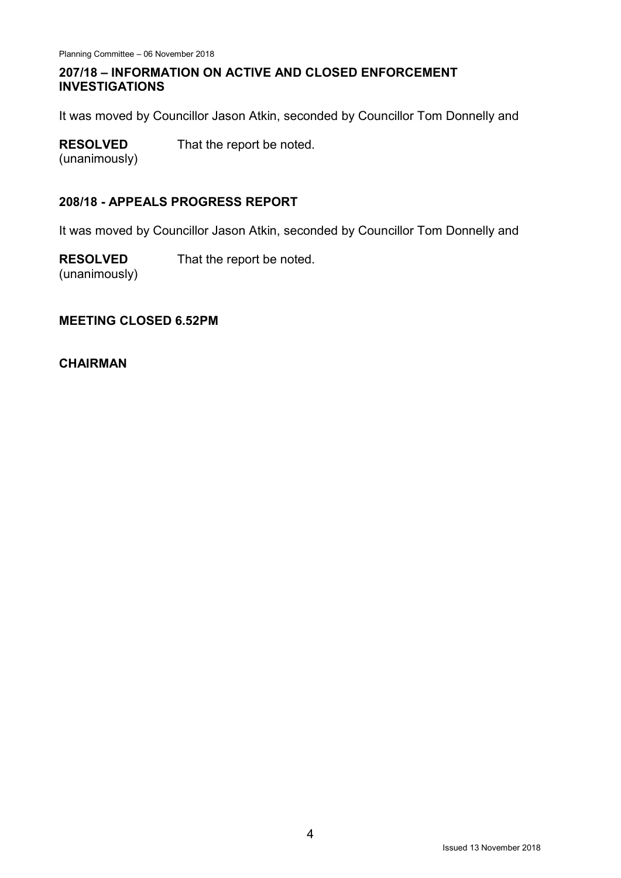## 207/18 – INFORMATION ON ACTIVE AND CLOSED ENFORCEMENT INVESTIGATIONS

It was moved by Councillor Jason Atkin, seconded by Councillor Tom Donnelly and

**RESOLVED** (unanimously) That the report be noted.

## 208/18 - APPEALS PROGRESS REPORT

It was moved by Councillor Jason Atkin, seconded by Councillor Tom Donnelly and

**RESOLVED** (unanimously) That the report be noted.

**MEETING CLOSED 6.52PM**

**CHAIRMAN**

Issued 13 November 2018